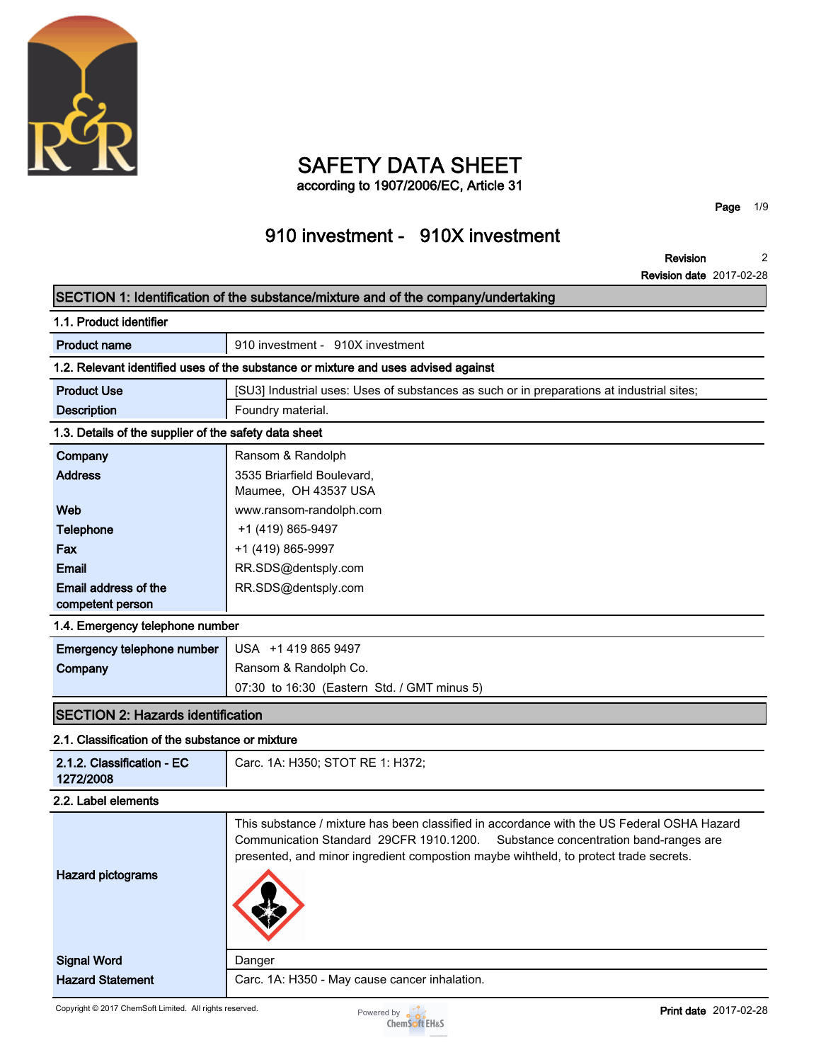# SAFETY DATA SHEET

according to 1907/2006/EC, Article 31

## 910 investment - 910X investment

**Revision** 2

**Revision date** 2017-02-28

## SECTION 1: Identification of the substance/mixture and of the company/undertaking

### 1.1. Product identifier

| | |
|---|---|
| **Product name** | 910 investment - 910X investment |

### 1.2. Relevant identified uses of the substance or mixture and uses advised against

| | |
|---|---|
| **Product Use** | [SU3] Industrial uses: Uses of substances as such or in preparations at industrial sites; |
| **Description** | Foundry material. |

### 1.3. Details of the supplier of the safety data sheet

| | |
|---|---|
| **Company** | Ransom & Randolph |
| **Address** | 3535 Briarfield Boulevard, Maumee, OH 43537 USA |
| **Web** | www.ransom-randolph.com |
| **Telephone** | +1 (419) 865-9497 |
| **Fax** | +1 (419) 865-9997 |
| **Email** | RR.SDS@dentsply.com |
| **Email address of the competent person** | RR.SDS@dentsply.com |

### 1.4. Emergency telephone number

| | |
|---|---|
| **Emergency telephone number** | USA +1 419 865 9497 |
| **Company** | Ransom & Randolph Co. |
| | 07:30 to 16:30 (Eastern Std. / GMT minus 5) |

## SECTION 2: Hazards identification

### 2.1. Classification of the substance or mixture

| | |
|---|---|
| **2.1.2. Classification - EC 1272/2008** | Carc. 1A: H350; STOT RE 1: H372; |

### 2.2. Label elements

| | |
|---|---|
| **Hazard pictograms** | This substance / mixture has been classified in accordance with the US Federal OSHA Hazard Communication Standard 29CFR 1910.1200. Substance concentration band-ranges are presented, and minor ingredient compostion maybe wihtheld, to protect trade secrets. |
| **Signal Word** | Danger |
| **Hazard Statement** | Carc. 1A: H350 - May cause cancer inhalation. |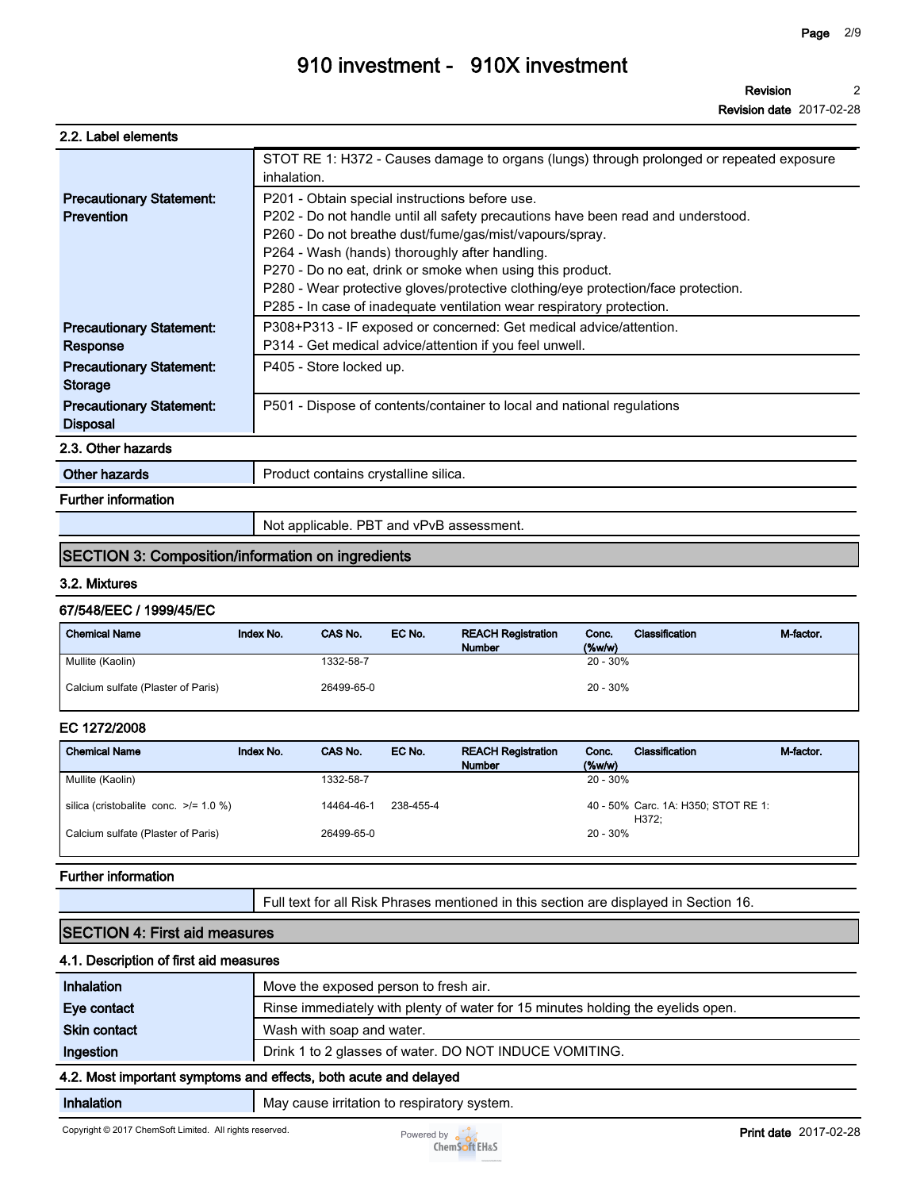### 2.2. Label elements

| | |
|---|---|
| | STOT RE 1: H372 - Causes damage to organs (lungs) through prolonged or repeated exposure inhalation. |
| **Precautionary Statement: Prevention** | P201 - Obtain special instructions before use.<br>P202 - Do not handle until all safety precautions have been read and understood.<br>P260 - Do not breathe dust/fume/gas/mist/vapours/spray.<br>P264 - Wash (hands) thoroughly after handling.<br>P270 - Do no eat, drink or smoke when using this product.<br>P280 - Wear protective gloves/protective clothing/eye protection/face protection.<br>P285 - In case of inadequate ventilation wear respiratory protection. |
| **Precautionary Statement: Response** | P308+P313 - IF exposed or concerned: Get medical advice/attention.<br>P314 - Get medical advice/attention if you feel unwell. |
| **Precautionary Statement: Storage** | P405 - Store locked up. |
| **Precautionary Statement: Disposal** | P501 - Dispose of contents/container to local and national regulations |

### 2.3. Other hazards

| | |
|---|---|
| **Other hazards** | Product contains crystalline silica. |

**Further information**

| | |
|---|---|
| | Not applicable. PBT and vPvB assessment. |

## SECTION 3: Composition/information on ingredients

### 3.2. Mixtures

**67/548/EEC / 1999/45/EC**

| Chemical Name | Index No. | CAS No. | EC No. | REACH Registration Number | Conc. (%w/w) | Classification | M-factor. |
|---|---|---|---|---|---|---|---|
| Mullite (Kaolin) | | 1332-58-7 | | | 20 - 30% | | |
| Calcium sulfate (Plaster of Paris) | | 26499-65-0 | | | 20 - 30% | | |

**EC 1272/2008**

| Chemical Name | Index No. | CAS No. | EC No. | REACH Registration Number | Conc. (%w/w) | Classification | M-factor. |
|---|---|---|---|---|---|---|---|
| Mullite (Kaolin) | | 1332-58-7 | | | 20 - 30% | | |
| silica (cristobalite conc. >/= 1.0 %) | | 14464-46-1 | 238-455-4 | | 40 - 50% | Carc. 1A: H350; STOT RE 1: H372; | |
| Calcium sulfate (Plaster of Paris) | | 26499-65-0 | | | 20 - 30% | | |

**Further information**

| | |
|---|---|
| | Full text for all Risk Phrases mentioned in this section are displayed in Section 16. |

## SECTION 4: First aid measures

### 4.1. Description of first aid measures

| | |
|---|---|
| **Inhalation** | Move the exposed person to fresh air. |
| **Eye contact** | Rinse immediately with plenty of water for 15 minutes holding the eyelids open. |
| **Skin contact** | Wash with soap and water. |
| **Ingestion** | Drink 1 to 2 glasses of water. DO NOT INDUCE VOMITING. |

### 4.2. Most important symptoms and effects, both acute and delayed

| | |
|---|---|
| **Inhalation** | May cause irritation to respiratory system. |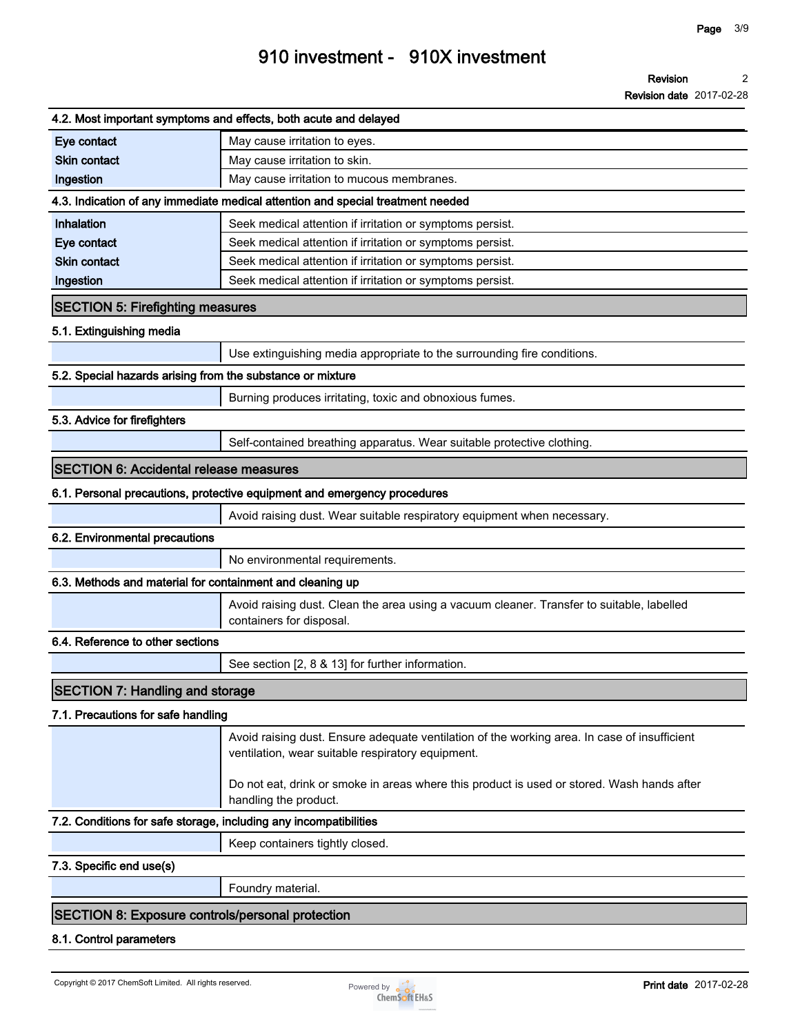### 4.2. Most important symptoms and effects, both acute and delayed

| | |
|---|---|
| **Eye contact** | May cause irritation to eyes. |
| **Skin contact** | May cause irritation to skin. |
| **Ingestion** | May cause irritation to mucous membranes. |

### 4.3. Indication of any immediate medical attention and special treatment needed

| | |
|---|---|
| **Inhalation** | Seek medical attention if irritation or symptoms persist. |
| **Eye contact** | Seek medical attention if irritation or symptoms persist. |
| **Skin contact** | Seek medical attention if irritation or symptoms persist. |
| **Ingestion** | Seek medical attention if irritation or symptoms persist. |

## SECTION 5: Firefighting measures

### 5.1. Extinguishing media

Use extinguishing media appropriate to the surrounding fire conditions.

### 5.2. Special hazards arising from the substance or mixture

Burning produces irritating, toxic and obnoxious fumes.

### 5.3. Advice for firefighters

Self-contained breathing apparatus. Wear suitable protective clothing.

## SECTION 6: Accidental release measures

### 6.1. Personal precautions, protective equipment and emergency procedures

Avoid raising dust. Wear suitable respiratory equipment when necessary.

### 6.2. Environmental precautions

No environmental requirements.

### 6.3. Methods and material for containment and cleaning up

Avoid raising dust. Clean the area using a vacuum cleaner. Transfer to suitable, labelled containers for disposal.

### 6.4. Reference to other sections

See section [2, 8 & 13] for further information.

## SECTION 7: Handling and storage

### 7.1. Precautions for safe handling

Avoid raising dust. Ensure adequate ventilation of the working area. In case of insufficient ventilation, wear suitable respiratory equipment.

Do not eat, drink or smoke in areas where this product is used or stored. Wash hands after handling the product.

### 7.2. Conditions for safe storage, including any incompatibilities

Keep containers tightly closed.

### 7.3. Specific end use(s)

Foundry material.

## SECTION 8: Exposure controls/personal protection

### 8.1. Control parameters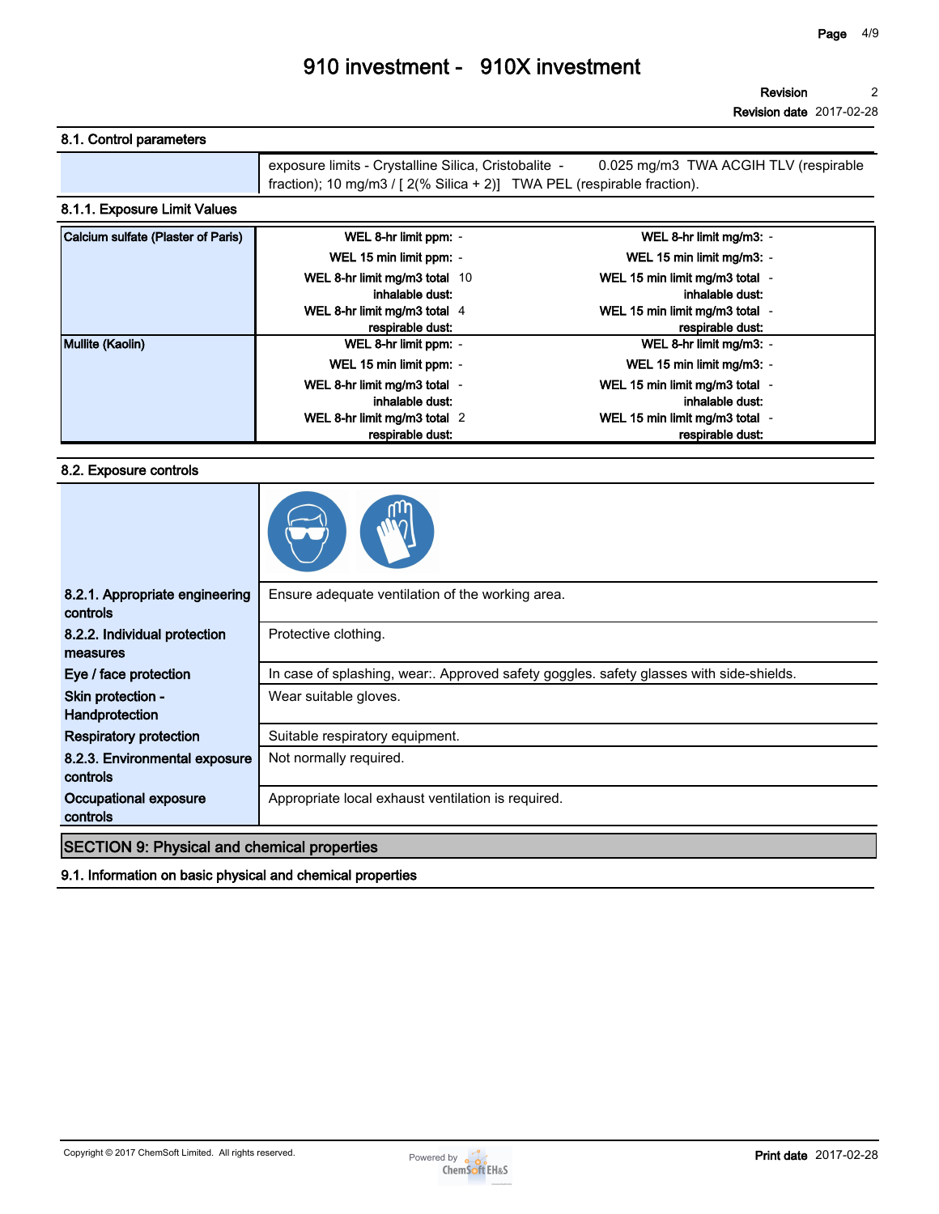### 8.1. Control parameters

| | |
|---|---|
| | exposure limits - Crystalline Silica, Cristobalite - 0.025 mg/m3 TWA ACGIH TLV (respirable fraction); 10 mg/m3 / [ 2(% Silica + 2)] TWA PEL (respirable fraction). |

### 8.1.1. Exposure Limit Values

| Substance | | |
|---|---|---|
| **Calcium sulfate (Plaster of Paris)** | **WEL 8-hr limit ppm:** - | **WEL 8-hr limit mg/m3:** - |
| | **WEL 15 min limit ppm:** - | **WEL 15 min limit mg/m3:** - |
| | **WEL 8-hr limit mg/m3 total inhalable dust:** 10 | **WEL 15 min limit mg/m3 total inhalable dust:** - |
| | **WEL 8-hr limit mg/m3 total respirable dust:** 4 | **WEL 15 min limit mg/m3 total respirable dust:** - |
| **Mullite (Kaolin)** | **WEL 8-hr limit ppm:** - | **WEL 8-hr limit mg/m3:** - |
| | **WEL 15 min limit ppm:** - | **WEL 15 min limit mg/m3:** - |
| | **WEL 8-hr limit mg/m3 total inhalable dust:** - | **WEL 15 min limit mg/m3 total inhalable dust:** - |
| | **WEL 8-hr limit mg/m3 total respirable dust:** 2 | **WEL 15 min limit mg/m3 total respirable dust:** - |

### 8.2. Exposure controls

| | |
|---|---|
| **8.2.1. Appropriate engineering controls** | Ensure adequate ventilation of the working area. |
| **8.2.2. Individual protection measures** | Protective clothing. |
| **Eye / face protection** | In case of splashing, wear:. Approved safety goggles. safety glasses with side-shields. |
| **Skin protection - Handprotection** | Wear suitable gloves. |
| **Respiratory protection** | Suitable respiratory equipment. |
| **8.2.3. Environmental exposure controls** | Not normally required. |
| **Occupational exposure controls** | Appropriate local exhaust ventilation is required. |

## SECTION 9: Physical and chemical properties

### 9.1. Information on basic physical and chemical properties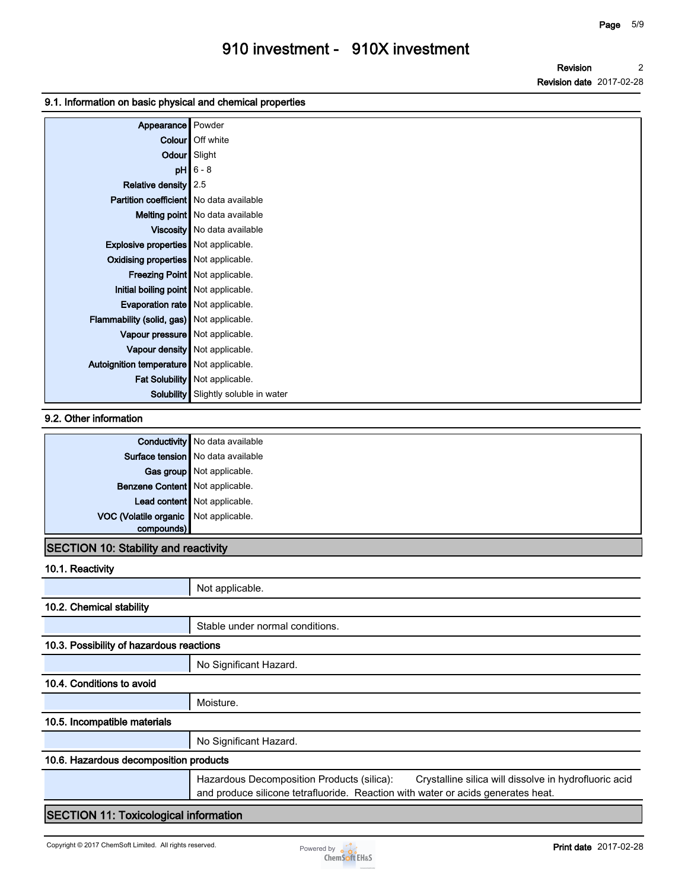### 9.1. Information on basic physical and chemical properties

| Property | Value |
|---|---|
| Appearance | Powder |
| Colour | Off white |
| Odour | Slight |
| pH | 6 - 8 |
| Relative density | 2.5 |
| Partition coefficient | No data available |
| Melting point | No data available |
| Viscosity | No data available |
| Explosive properties | Not applicable. |
| Oxidising properties | Not applicable. |
| Freezing Point | Not applicable. |
| Initial boiling point | Not applicable. |
| Evaporation rate | Not applicable. |
| Flammability (solid, gas) | Not applicable. |
| Vapour pressure | Not applicable. |
| Vapour density | Not applicable. |
| Autoignition temperature | Not applicable. |
| Fat Solubility | Not applicable. |
| Solubility | Slightly soluble in water |

### 9.2. Other information

| Property | Value |
|---|---|
| Conductivity | No data available |
| Surface tension | No data available |
| Gas group | Not applicable. |
| Benzene Content | Not applicable. |
| Lead content | Not applicable. |
| VOC (Volatile organic compounds) | Not applicable. |

## SECTION 10: Stability and reactivity

### 10.1. Reactivity

Not applicable.

### 10.2. Chemical stability

Stable under normal conditions.

### 10.3. Possibility of hazardous reactions

No Significant Hazard.

### 10.4. Conditions to avoid

Moisture.

### 10.5. Incompatible materials

No Significant Hazard.

### 10.6. Hazardous decomposition products

Hazardous Decomposition Products (silica): Crystalline silica will dissolve in hydrofluoric acid and produce silicone tetrafluoride. Reaction with water or acids generates heat.

## SECTION 11: Toxicological information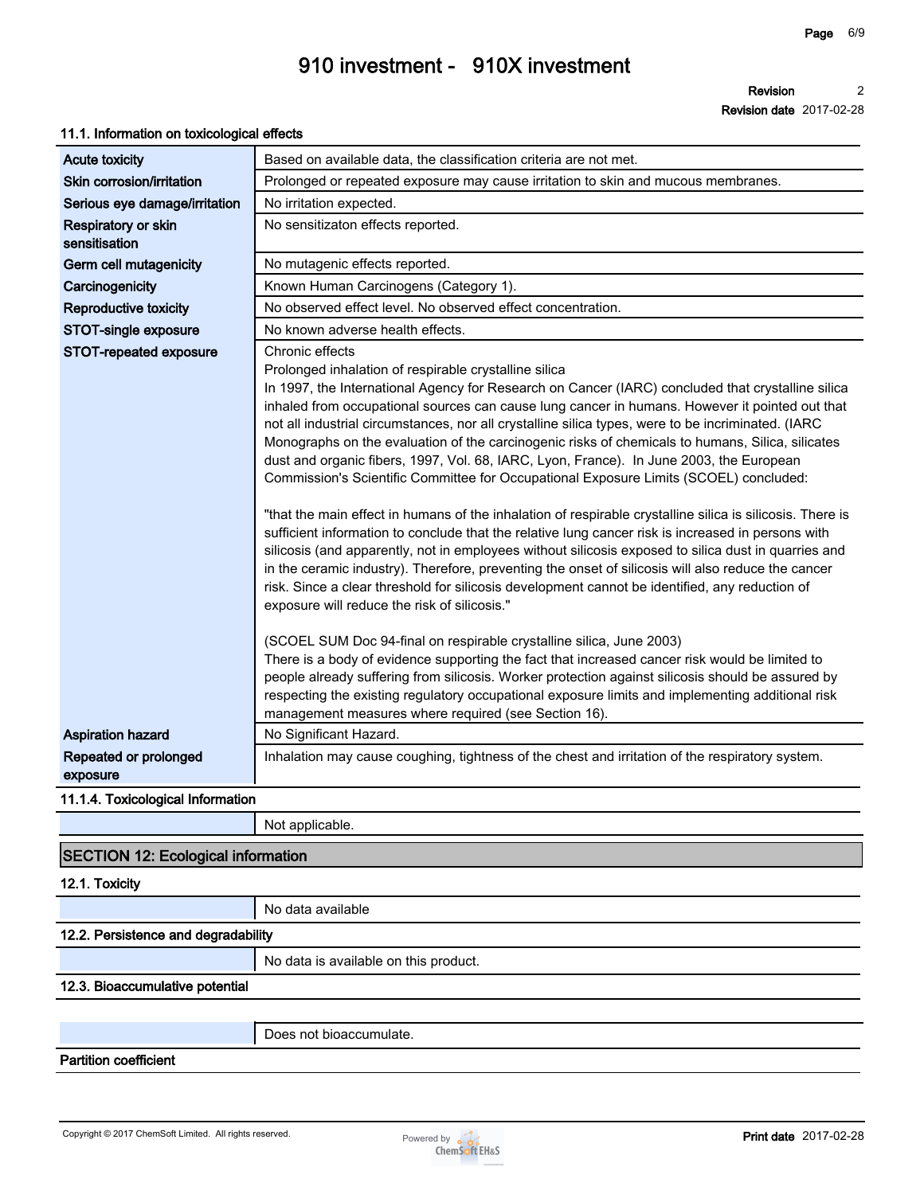### 11.1. Information on toxicological effects

| | |
|---|---|
| **Acute toxicity** | Based on available data, the classification criteria are not met. |
| **Skin corrosion/irritation** | Prolonged or repeated exposure may cause irritation to skin and mucous membranes. |
| **Serious eye damage/irritation** | No irritation expected. |
| **Respiratory or skin sensitisation** | No sensitizaton effects reported. |
| **Germ cell mutagenicity** | No mutagenic effects reported. |
| **Carcinogenicity** | Known Human Carcinogens (Category 1). |
| **Reproductive toxicity** | No observed effect level. No observed effect concentration. |
| **STOT-single exposure** | No known adverse health effects. |
| **STOT-repeated exposure** | Chronic effects<br>Prolonged inhalation of respirable crystalline silica<br>In 1997, the International Agency for Research on Cancer (IARC) concluded that crystalline silica inhaled from occupational sources can cause lung cancer in humans. However it pointed out that not all industrial circumstances, nor all crystalline silica types, were to be incriminated. (IARC Monographs on the evaluation of the carcinogenic risks of chemicals to humans, Silica, silicates dust and organic fibers, 1997, Vol. 68, IARC, Lyon, France). In June 2003, the European Commission's Scientific Committee for Occupational Exposure Limits (SCOEL) concluded:<br><br>"that the main effect in humans of the inhalation of respirable crystalline silica is silicosis. There is sufficient information to conclude that the relative lung cancer risk is increased in persons with silicosis (and apparently, not in employees without silicosis exposed to silica dust in quarries and in the ceramic industry). Therefore, preventing the onset of silicosis will also reduce the cancer risk. Since a clear threshold for silicosis development cannot be identified, any reduction of exposure will reduce the risk of silicosis."<br><br>(SCOEL SUM Doc 94-final on respirable crystalline silica, June 2003)<br>There is a body of evidence supporting the fact that increased cancer risk would be limited to people already suffering from silicosis. Worker protection against silicosis should be assured by respecting the existing regulatory occupational exposure limits and implementing additional risk management measures where required (see Section 16). |
| **Aspiration hazard** | No Significant Hazard. |
| **Repeated or prolonged exposure** | Inhalation may cause coughing, tightness of the chest and irritation of the respiratory system. |

### 11.1.4. Toxicological Information

| | |
|---|---|
| | Not applicable. |

## SECTION 12: Ecological information

### 12.1. Toxicity

| | |
|---|---|
| | No data available |

### 12.2. Persistence and degradability

| | |
|---|---|
| | No data is available on this product. |

### 12.3. Bioaccumulative potential

| | |
|---|---|
| | Does not bioaccumulate. |

### Partition coefficient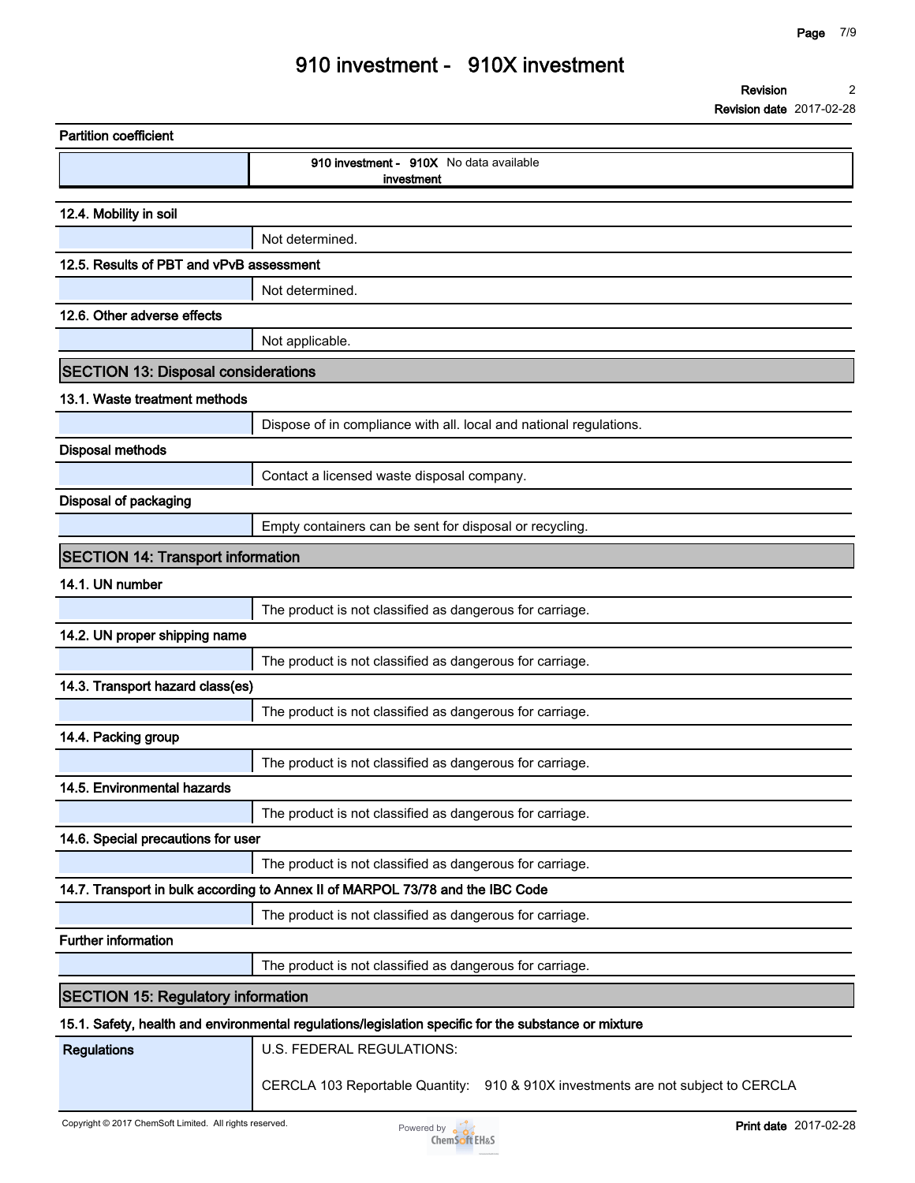**Partition coefficient**

| | |
|---|---|
| | **910 investment - 910X investment** No data available |

**12.4. Mobility in soil**

| | |
|---|---|
| | Not determined. |

**12.5. Results of PBT and vPvB assessment**

| | |
|---|---|
| | Not determined. |

**12.6. Other adverse effects**

| | |
|---|---|
| | Not applicable. |

## SECTION 13: Disposal considerations

**13.1. Waste treatment methods**

| | |
|---|---|
| | Dispose of in compliance with all. local and national regulations. |

**Disposal methods**

| | |
|---|---|
| | Contact a licensed waste disposal company. |

**Disposal of packaging**

| | |
|---|---|
| | Empty containers can be sent for disposal or recycling. |

## SECTION 14: Transport information

**14.1. UN number**

| | |
|---|---|
| | The product is not classified as dangerous for carriage. |

**14.2. UN proper shipping name**

| | |
|---|---|
| | The product is not classified as dangerous for carriage. |

**14.3. Transport hazard class(es)**

| | |
|---|---|
| | The product is not classified as dangerous for carriage. |

**14.4. Packing group**

| | |
|---|---|
| | The product is not classified as dangerous for carriage. |

**14.5. Environmental hazards**

| | |
|---|---|
| | The product is not classified as dangerous for carriage. |

**14.6. Special precautions for user**

| | |
|---|---|
| | The product is not classified as dangerous for carriage. |

**14.7. Transport in bulk according to Annex II of MARPOL 73/78 and the IBC Code**

| | |
|---|---|
| | The product is not classified as dangerous for carriage. |

**Further information**

| | |
|---|---|
| | The product is not classified as dangerous for carriage. |

## SECTION 15: Regulatory information

**15.1. Safety, health and environmental regulations/legislation specific for the substance or mixture**

| | |
|---|---|
| **Regulations** | U.S. FEDERAL REGULATIONS:<br><br>CERCLA 103 Reportable Quantity: 910 & 910X investments are not subject to CERCLA |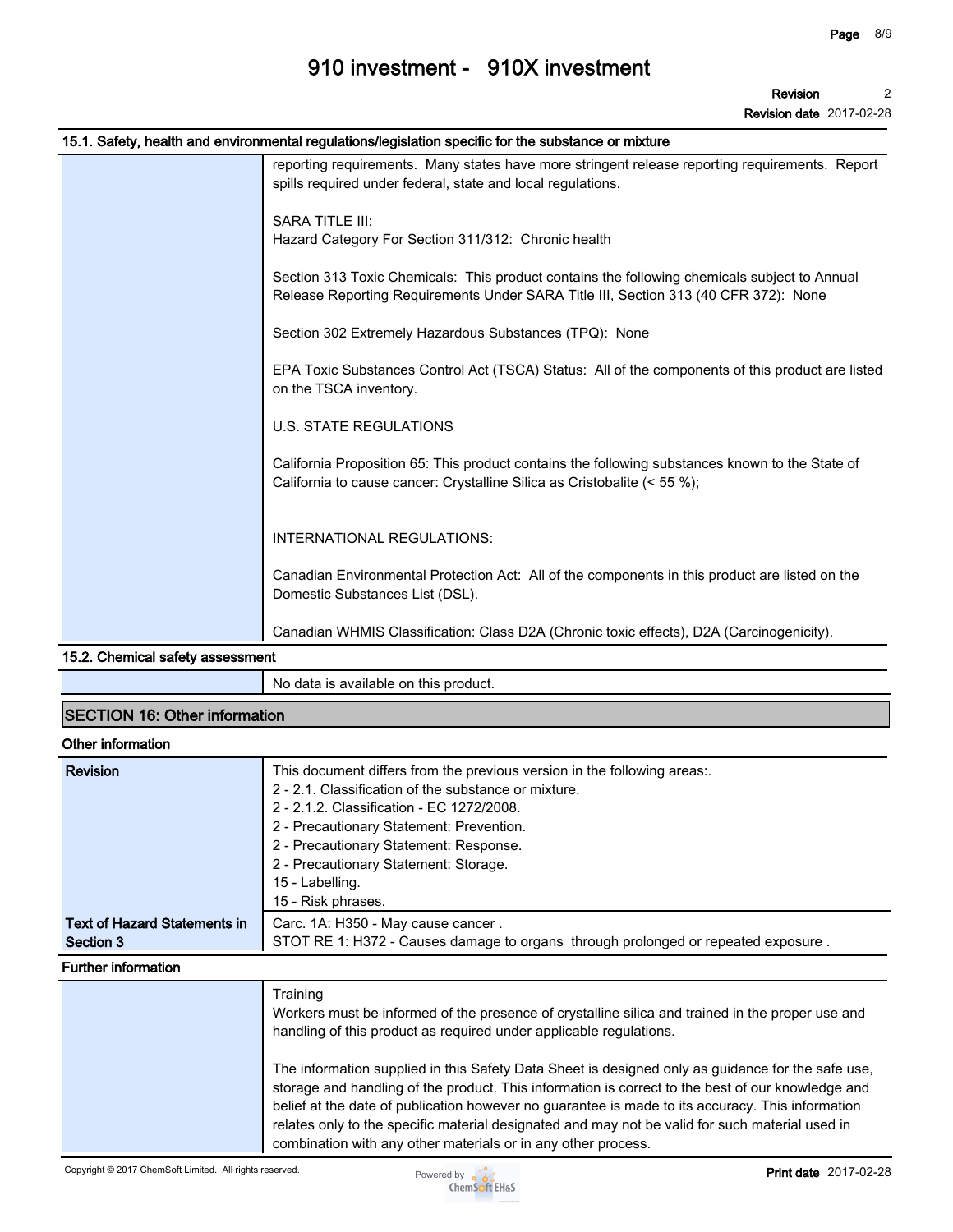### 15.1. Safety, health and environmental regulations/legislation specific for the substance or mixture

reporting requirements. Many states have more stringent release reporting requirements. Report spills required under federal, state and local regulations.

SARA TITLE III:
Hazard Category For Section 311/312: Chronic health

Section 313 Toxic Chemicals: This product contains the following chemicals subject to Annual Release Reporting Requirements Under SARA Title III, Section 313 (40 CFR 372): None

Section 302 Extremely Hazardous Substances (TPQ): None

EPA Toxic Substances Control Act (TSCA) Status: All of the components of this product are listed on the TSCA inventory.

U.S. STATE REGULATIONS

California Proposition 65: This product contains the following substances known to the State of California to cause cancer: Crystalline Silica as Cristobalite (< 55 %);

INTERNATIONAL REGULATIONS:

Canadian Environmental Protection Act: All of the components in this product are listed on the Domestic Substances List (DSL).

Canadian WHMIS Classification: Class D2A (Chronic toxic effects), D2A (Carcinogenicity).

### 15.2. Chemical safety assessment

No data is available on this product.

## SECTION 16: Other information

### Other information

| | |
|---|---|
| **Revision** | This document differs from the previous version in the following areas:.<br>2 - 2.1. Classification of the substance or mixture.<br>2 - 2.1.2. Classification - EC 1272/2008.<br>2 - Precautionary Statement: Prevention.<br>2 - Precautionary Statement: Response.<br>2 - Precautionary Statement: Storage.<br>15 - Labelling.<br>15 - Risk phrases. |
| **Text of Hazard Statements in Section 3** | Carc. 1A: H350 - May cause cancer .<br>STOT RE 1: H372 - Causes damage to organs through prolonged or repeated exposure . |

### Further information

Training
Workers must be informed of the presence of crystalline silica and trained in the proper use and handling of this product as required under applicable regulations.

The information supplied in this Safety Data Sheet is designed only as guidance for the safe use, storage and handling of the product. This information is correct to the best of our knowledge and belief at the date of publication however no guarantee is made to its accuracy. This information relates only to the specific material designated and may not be valid for such material used in combination with any other materials or in any other process.